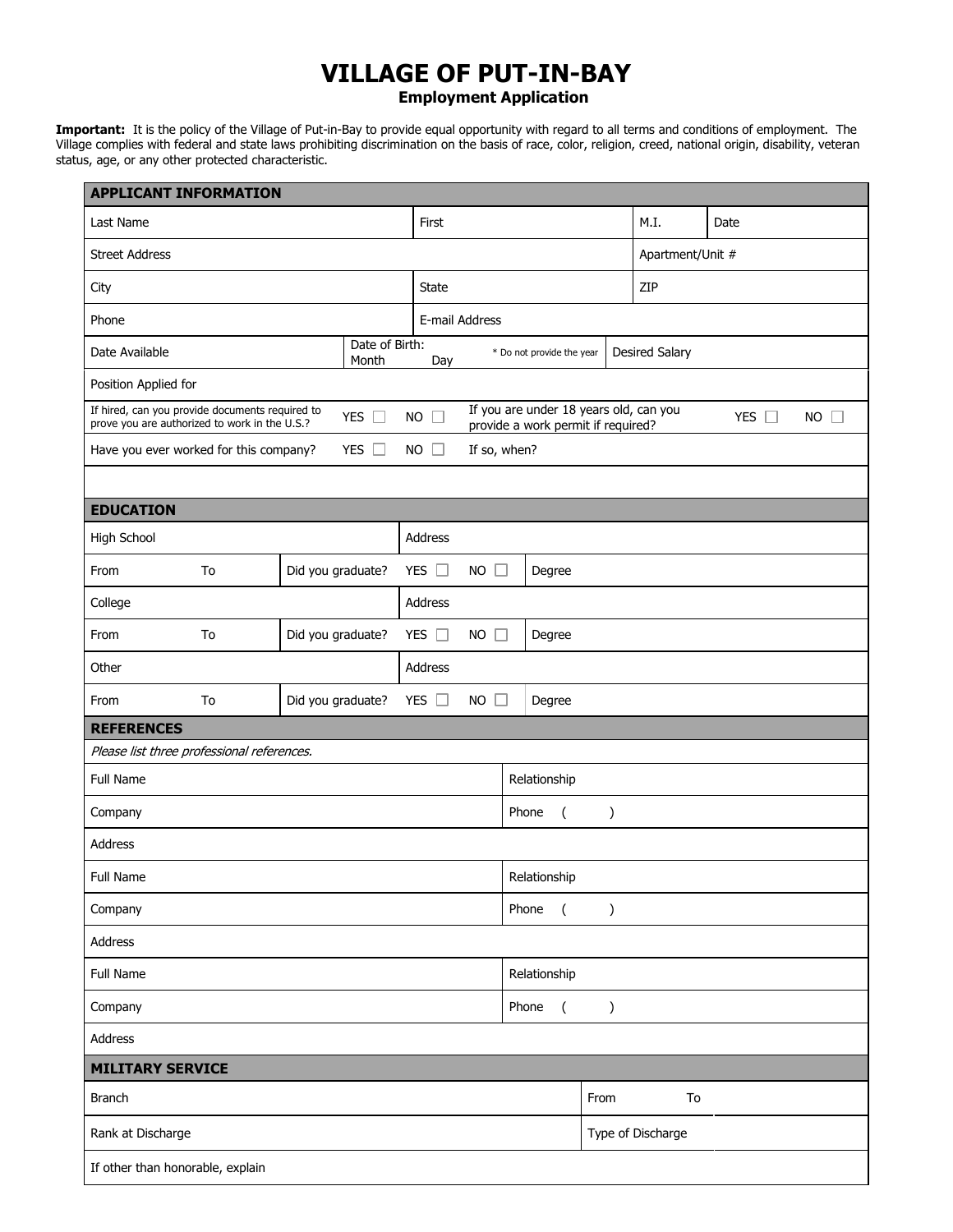# VILLAGE OF PUT-IN-BAY

## Employment Application

**Important:** It is the policy of the Village of Put-in-Bay to provide equal opportunity with regard to all terms and conditions of employment. The Village complies with federal and state laws prohibiting discrimination on the basis of race, color, religion, creed, national origin, disability, veteran status, age, or any other protected characteristic.

| **APPLICANT INFORMATION** | | | |
|---|---|---|---|
| Last Name | First | M.I. | Date |
| Street Address | | Apartment/Unit # | |
| City | State | ZIP | |
| Phone | E-mail Address | | |
| Date Available | Date of Birth: Month Day * Do not provide the year | Desired Salary | |
| Position Applied for | | | |
| If hired, can you provide documents required to prove you are authorized to work in the U.S.? YES ☐ NO ☐ | If you are under 18 years old, can you provide a work permit if required? YES ☐ NO ☐ | | |
| Have you ever worked for this company? YES ☐ NO ☐ | If so, when? | | |
| | | | |

| **EDUCATION** | | | |
|---|---|---|---|
| High School | | Address | |
| From To | Did you graduate? YES ☐ NO ☐ | | Degree |
| College | | Address | |
| From To | Did you graduate? YES ☐ NO ☐ | | Degree |
| Other | | Address | |
| From To | Did you graduate? YES ☐ NO ☐ | | Degree |

| **REFERENCES** | |
|---|---|
| *Please list three professional references.* | |
| Full Name | Relationship |
| Company | Phone ( ) |
| Address | |
| Full Name | Relationship |
| Company | Phone ( ) |
| Address | |
| Full Name | Relationship |
| Company | Phone ( ) |
| Address | |

| **MILITARY SERVICE** | | |
|---|---|---|
| Branch | From To | |
| Rank at Discharge | Type of Discharge | |
| If other than honorable, explain | | |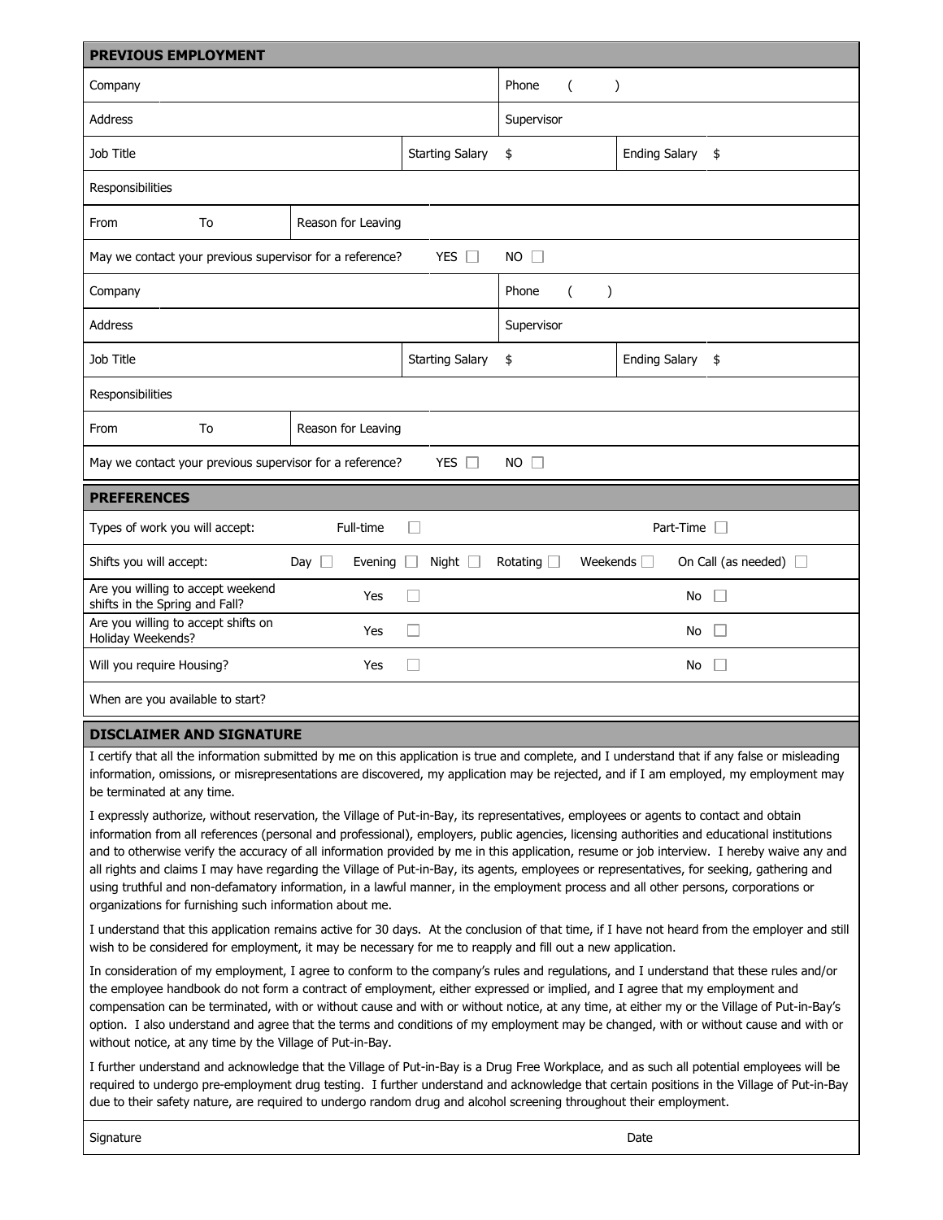## PREVIOUS EMPLOYMENT

| | | | |
|---|---|---|---|
| Company | | Phone ( ) | |
| Address | | Supervisor | |
| Job Title | Starting Salary | $ | Ending Salary $ |
| Responsibilities | | | |
| From To | Reason for Leaving | | |
| May we contact your previous supervisor for a reference? | YES ☐ | NO ☐ | |
| Company | | Phone ( ) | |
| Address | | Supervisor | |
| Job Title | Starting Salary | $ | Ending Salary $ |
| Responsibilities | | | |
| From To | Reason for Leaving | | |
| May we contact your previous supervisor for a reference? | YES ☐ | NO ☐ | |

## PREFERENCES

| | | |
|---|---|---|
| Types of work you will accept: | Full-time ☐ | Part-Time ☐ |
| Shifts you will accept: | Day ☐ Evening ☐ Night ☐ Rotating ☐ Weekends ☐ | On Call (as needed) ☐ |
| Are you willing to accept weekend shifts in the Spring and Fall? | Yes ☐ | No ☐ |
| Are you willing to accept shifts on Holiday Weekends? | Yes ☐ | No ☐ |
| Will you require Housing? | Yes ☐ | No ☐ |
| When are you available to start? | | |

## DISCLAIMER AND SIGNATURE

I certify that all the information submitted by me on this application is true and complete, and I understand that if any false or misleading information, omissions, or misrepresentations are discovered, my application may be rejected, and if I am employed, my employment may be terminated at any time.

I expressly authorize, without reservation, the Village of Put-in-Bay, its representatives, employees or agents to contact and obtain information from all references (personal and professional), employers, public agencies, licensing authorities and educational institutions and to otherwise verify the accuracy of all information provided by me in this application, resume or job interview. I hereby waive any and all rights and claims I may have regarding the Village of Put-in-Bay, its agents, employees or representatives, for seeking, gathering and using truthful and non-defamatory information, in a lawful manner, in the employment process and all other persons, corporations or organizations for furnishing such information about me.

I understand that this application remains active for 30 days. At the conclusion of that time, if I have not heard from the employer and still wish to be considered for employment, it may be necessary for me to reapply and fill out a new application.

In consideration of my employment, I agree to conform to the company's rules and regulations, and I understand that these rules and/or the employee handbook do not form a contract of employment, either expressed or implied, and I agree that my employment and compensation can be terminated, with or without cause and with or without notice, at any time, at either my or the Village of Put-in-Bay's option. I also understand and agree that the terms and conditions of my employment may be changed, with or without cause and with or without notice, at any time by the Village of Put-in-Bay.

I further understand and acknowledge that the Village of Put-in-Bay is a Drug Free Workplace, and as such all potential employees will be required to undergo pre-employment drug testing. I further understand and acknowledge that certain positions in the Village of Put-in-Bay due to their safety nature, are required to undergo random drug and alcohol screening throughout their employment.

| | |
|---|---|
| Signature | Date |